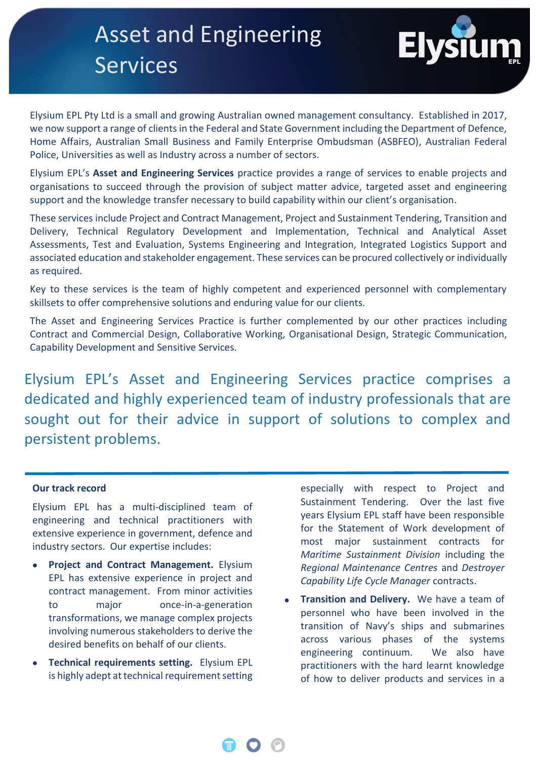# Asset and Engineering Services

Elysium EPL Pty Ltd is a small and growing Australian owned management consultancy. Established in 2017, we now support a range of clients in the Federal and State Government including the Department of Defence, Home Affairs, Australian Small Business and Family Enterprise Ombudsman (ASBFEO), Australian Federal Police, Universities as well as Industry across a number of sectors.

Elysium EPL's **Asset and Engineering Services** practice provides a range of services to enable projects and organisations to succeed through the provision of subject matter advice, targeted asset and engineering support and the knowledge transfer necessary to build capability within our client's organisation.

These services include Project and Contract Management, Project and Sustainment Tendering, Transition and Delivery, Technical Regulatory Development and Implementation, Technical and Analytical Asset Assessments, Test and Evaluation, Systems Engineering and Integration, Integrated Logistics Support and associated education and stakeholder engagement. These services can be procured collectively or individually as required.

Key to these services is the team of highly competent and experienced personnel with complementary skillsets to offer comprehensive solutions and enduring value for our clients.

The Asset and Engineering Services Practice is further complemented by our other practices including Contract and Commercial Design, Collaborative Working, Organisational Design, Strategic Communication, Capability Development and Sensitive Services.

Elysium EPL's Asset and Engineering Services practice comprises a dedicated and highly experienced team of industry professionals that are sought out for their advice in support of solutions to complex and persistent problems.

### Our track record

Elysium EPL has a multi-disciplined team of engineering and technical practitioners with extensive experience in government, defence and industry sectors. Our expertise includes:

- **Project and Contract Management.** Elysium EPL has extensive experience in project and contract management. From minor activities to major once-in-a-generation transformations, we manage complex projects involving numerous stakeholders to derive the desired benefits on behalf of our clients.
- **Technical requirements setting.** Elysium EPL is highly adept at technical requirement setting especially with respect to Project and Sustainment Tendering. Over the last five years Elysium EPL staff have been responsible for the Statement of Work development of most major sustainment contracts for *Maritime Sustainment Division* including the *Regional Maintenance Centres* and *Destroyer Capability Life Cycle Manager* contracts.
- **Transition and Delivery.** We have a team of personnel who have been involved in the transition of Navy's ships and submarines across various phases of the systems engineering continuum. We also have practitioners with the hard learnt knowledge of how to deliver products and services in a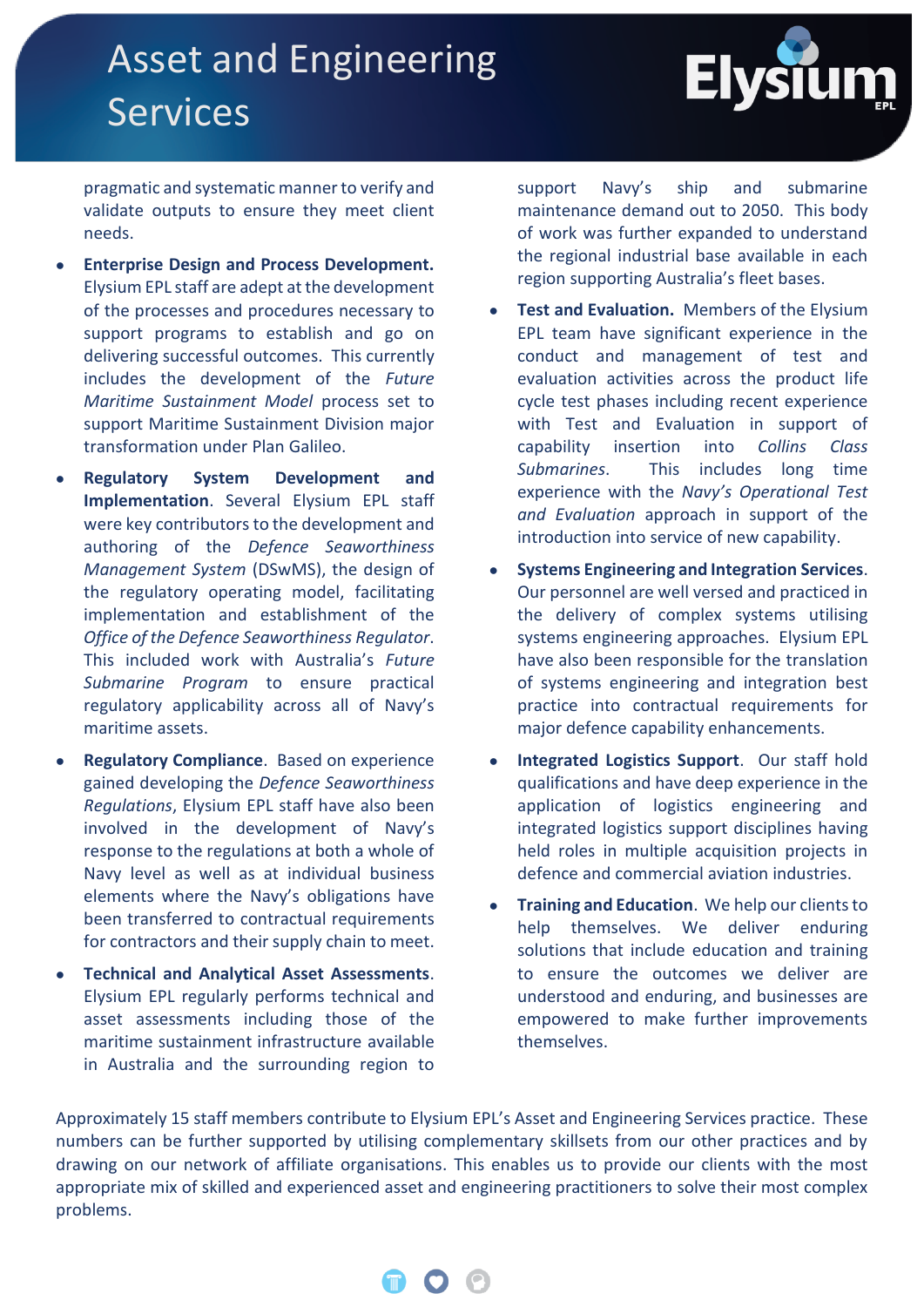pragmatic and systematic manner to verify and validate outputs to ensure they meet client needs.

- **Enterprise Design and Process Development.** Elysium EPL staff are adept at the development of the processes and procedures necessary to support programs to establish and go on delivering successful outcomes. This currently includes the development of the *Future Maritime Sustainment Model* process set to support Maritime Sustainment Division major transformation under Plan Galileo.
- **Regulatory System Development and Implementation**. Several Elysium EPL staff were key contributors to the development and authoring of the *Defence Seaworthiness Management System* (DSwMS), the design of the regulatory operating model, facilitating implementation and establishment of the *Office of the Defence Seaworthiness Regulator*. This included work with Australia's *Future Submarine Program* to ensure practical regulatory applicability across all of Navy's maritime assets.
- **Regulatory Compliance**. Based on experience gained developing the *Defence Seaworthiness Regulations*, Elysium EPL staff have also been involved in the development of Navy's response to the regulations at both a whole of Navy level as well as at individual business elements where the Navy's obligations have been transferred to contractual requirements for contractors and their supply chain to meet.
- **Technical and Analytical Asset Assessments**. Elysium EPL regularly performs technical and asset assessments including those of the maritime sustainment infrastructure available in Australia and the surrounding region to support Navy's ship and submarine maintenance demand out to 2050. This body of work was further expanded to understand the regional industrial base available in each region supporting Australia's fleet bases.
- **Test and Evaluation.** Members of the Elysium EPL team have significant experience in the conduct and management of test and evaluation activities across the product life cycle test phases including recent experience with Test and Evaluation in support of capability insertion into *Collins Class Submarines*. This includes long time experience with the *Navy's Operational Test and Evaluation* approach in support of the introduction into service of new capability.
- **Systems Engineering and Integration Services**. Our personnel are well versed and practiced in the delivery of complex systems utilising systems engineering approaches. Elysium EPL have also been responsible for the translation of systems engineering and integration best practice into contractual requirements for major defence capability enhancements.
- **Integrated Logistics Support**. Our staff hold qualifications and have deep experience in the application of logistics engineering and integrated logistics support disciplines having held roles in multiple acquisition projects in defence and commercial aviation industries.
- **Training and Education**. We help our clients to help themselves. We deliver enduring solutions that include education and training to ensure the outcomes we deliver are understood and enduring, and businesses are empowered to make further improvements themselves.

Approximately 15 staff members contribute to Elysium EPL's Asset and Engineering Services practice. These numbers can be further supported by utilising complementary skillsets from our other practices and by drawing on our network of affiliate organisations. This enables us to provide our clients with the most appropriate mix of skilled and experienced asset and engineering practitioners to solve their most complex problems.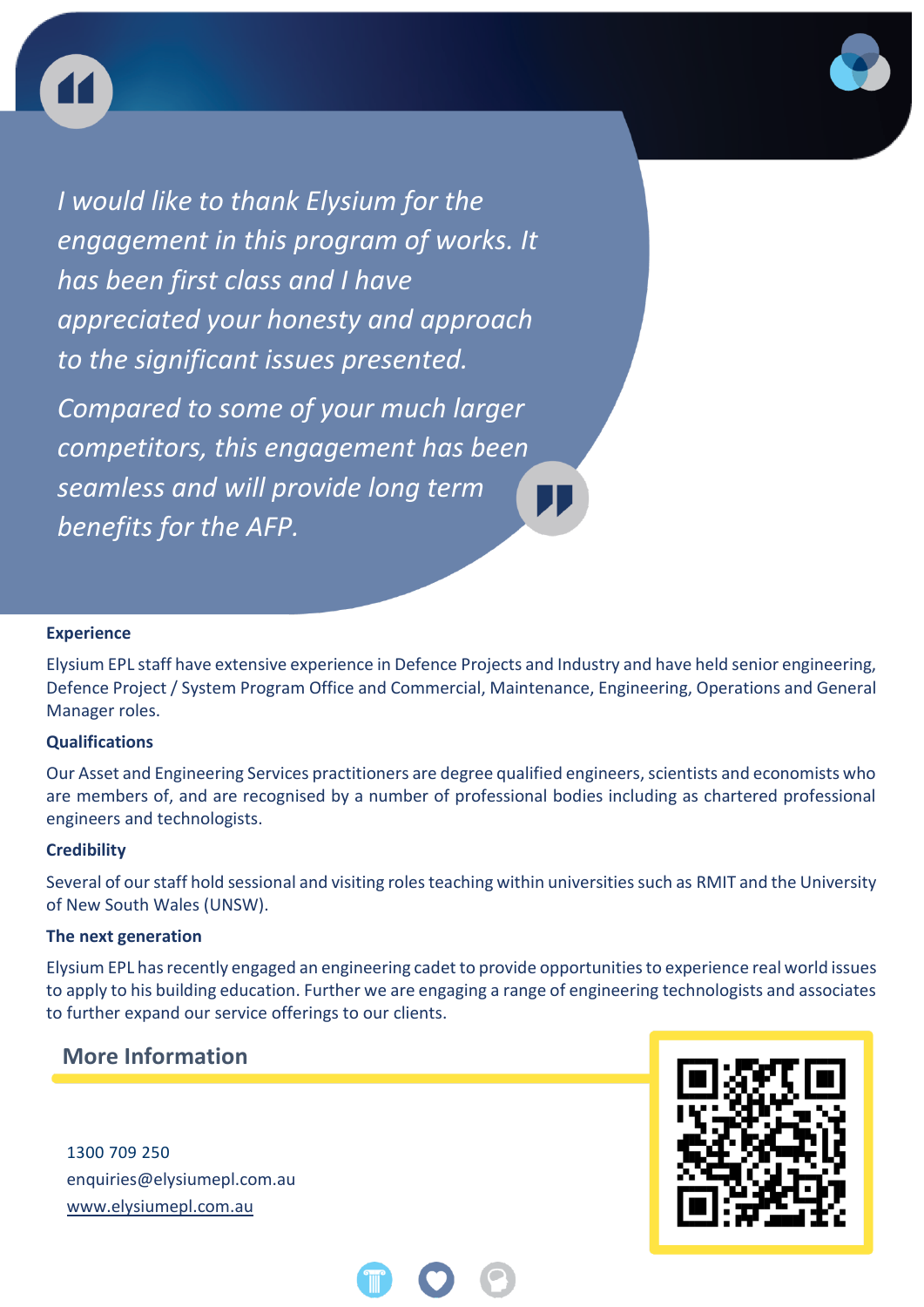*I would like to thank Elysium for the engagement in this program of works. It has been first class and I have appreciated your honesty and approach to the significant issues presented.*

*Compared to some of your much larger competitors, this engagement has been seamless and will provide long term benefits for the AFP.*

**Experience**

Elysium EPL staff have extensive experience in Defence Projects and Industry and have held senior engineering, Defence Project / System Program Office and Commercial, Maintenance, Engineering, Operations and General Manager roles.

**Qualifications**

Our Asset and Engineering Services practitioners are degree qualified engineers, scientists and economists who are members of, and are recognised by a number of professional bodies including as chartered professional engineers and technologists.

**Credibility**

Several of our staff hold sessional and visiting roles teaching within universities such as RMIT and the University of New South Wales (UNSW).

**The next generation**

Elysium EPL has recently engaged an engineering cadet to provide opportunities to experience real world issues to apply to his building education. Further we are engaging a range of engineering technologists and associates to further expand our service offerings to our clients.

## More Information

1300 709 250
enquiries@elysiumepl.com.au
www.elysiumepl.com.au